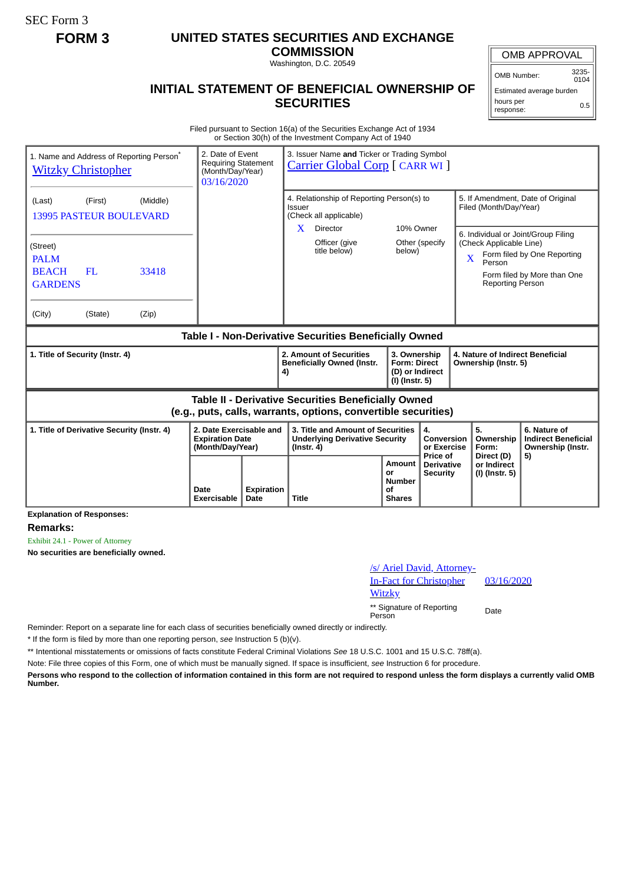SEC Form 3

**FORM 3**

# UNITED STATES SECURITIES AND EXCHANGE COMMISSION

Washington, D.C. 20549

## INITIAL STATEMENT OF BENEFICIAL OWNERSHIP OF SECURITIES

| OMB APPROVAL | |
|---|---|
| OMB Number: | 3235-0104 |
| Estimated average burden | |
| hours per response: | 0.5 |

Filed pursuant to Section 16(a) of the Securities Exchange Act of 1934
or Section 30(h) of the Investment Company Act of 1940

| 1. Name and Address of Reporting Person* | 2. Date of Event Requiring Statement (Month/Day/Year) | 3. Issuer Name **and** Ticker or Trading Symbol |
|---|---|---|
| Witzky Christopher | 03/16/2020 | Carrier Global Corp [ CARR WI ] |
| (Last) (First) (Middle) | | 4. Relationship of Reporting Person(s) to Issuer (Check all applicable) |
| 13995 PASTEUR BOULEVARD | | X Director; 10% Owner; Officer (give title below); Other (specify below) |
| (Street) | | 5. If Amendment, Date of Original Filed (Month/Day/Year) |
| PALM BEACH GARDENS FL 33418 | | 6. Individual or Joint/Group Filing (Check Applicable Line) |
| (City) (State) (Zip) | | X Form filed by One Reporting Person; Form filed by More than One Reporting Person |

**Table I - Non-Derivative Securities Beneficially Owned**

| 1. Title of Security (Instr. 4) | 2. Amount of Securities Beneficially Owned (Instr. 4) | 3. Ownership Form: Direct (D) or Indirect (I) (Instr. 5) | 4. Nature of Indirect Beneficial Ownership (Instr. 5) |
|---|---|---|---|

**Table II - Derivative Securities Beneficially Owned (e.g., puts, calls, warrants, options, convertible securities)**

| 1. Title of Derivative Security (Instr. 4) | 2. Date Exercisable and Expiration Date (Month/Day/Year) | | 3. Title and Amount of Securities Underlying Derivative Security (Instr. 4) | | 4. Conversion or Exercise Price of Derivative Security | 5. Ownership Form: Direct (D) or Indirect (I) (Instr. 5) | 6. Nature of Indirect Beneficial Ownership (Instr. 5) |
|---|---|---|---|---|---|---|---|
| | Date Exercisable | Expiration Date | Title | Amount or Number of Shares | | | |

**Explanation of Responses:**

**Remarks:**

Exhibit 24.1 - Power of Attorney

**No securities are beneficially owned.**

| /s/ Ariel David, Attorney-In-Fact for Christopher Witzky | 03/16/2020 |
|---|---|
| ** Signature of Reporting Person | Date |

Reminder: Report on a separate line for each class of securities beneficially owned directly or indirectly.

* If the form is filed by more than one reporting person, *see* Instruction 5 (b)(v).

** Intentional misstatements or omissions of facts constitute Federal Criminal Violations *See* 18 U.S.C. 1001 and 15 U.S.C. 78ff(a).

Note: File three copies of this Form, one of which must be manually signed. If space is insufficient, *see* Instruction 6 for procedure.

**Persons who respond to the collection of information contained in this form are not required to respond unless the form displays a currently valid OMB Number.**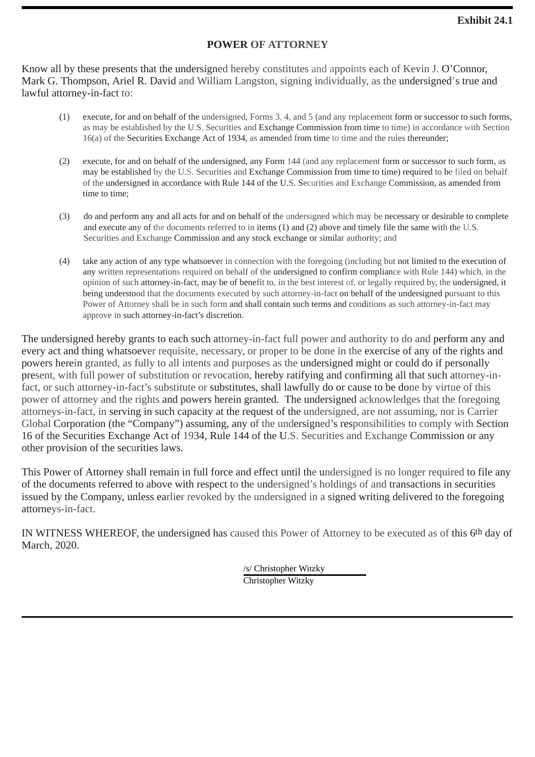**Exhibit 24.1**

**POWER OF ATTORNEY**

Know all by these presents that the undersigned hereby constitutes and appoints each of Kevin J. O'Connor, Mark G. Thompson, Ariel R. David and William Langston, signing individually, as the undersigned's true and lawful attorney-in-fact to:

(1) execute, for and on behalf of the undersigned, Forms 3, 4, and 5 (and any replacement form or successor to such forms, as may be established by the U.S. Securities and Exchange Commission from time to time) in accordance with Section 16(a) of the Securities Exchange Act of 1934, as amended from time to time and the rules thereunder;

(2) execute, for and on behalf of the undersigned, any Form 144 (and any replacement form or successor to such form, as may be established by the U.S. Securities and Exchange Commission from time to time) required to be filed on behalf of the undersigned in accordance with Rule 144 of the U.S. Securities and Exchange Commission, as amended from time to time;

(3) do and perform any and all acts for and on behalf of the undersigned which may be necessary or desirable to complete and execute any of the documents referred to in items (1) and (2) above and timely file the same with the U.S. Securities and Exchange Commission and any stock exchange or similar authority; and

(4) take any action of any type whatsoever in connection with the foregoing (including but not limited to the execution of any written representations required on behalf of the undersigned to confirm compliance with Rule 144) which, in the opinion of such attorney-in-fact, may be of benefit to, in the best interest of, or legally required by, the undersigned, it being understood that the documents executed by such attorney-in-fact on behalf of the undersigned pursuant to this Power of Attorney shall be in such form and shall contain such terms and conditions as such attorney-in-fact may approve in such attorney-in-fact's discretion.

The undersigned hereby grants to each such attorney-in-fact full power and authority to do and perform any and every act and thing whatsoever requisite, necessary, or proper to be done in the exercise of any of the rights and powers herein granted, as fully to all intents and purposes as the undersigned might or could do if personally present, with full power of substitution or revocation, hereby ratifying and confirming all that such attorney-in-fact, or such attorney-in-fact's substitute or substitutes, shall lawfully do or cause to be done by virtue of this power of attorney and the rights and powers herein granted. The undersigned acknowledges that the foregoing attorneys-in-fact, in serving in such capacity at the request of the undersigned, are not assuming, nor is Carrier Global Corporation (the "Company") assuming, any of the undersigned's responsibilities to comply with Section 16 of the Securities Exchange Act of 1934, Rule 144 of the U.S. Securities and Exchange Commission or any other provision of the securities laws.

This Power of Attorney shall remain in full force and effect until the undersigned is no longer required to file any of the documents referred to above with respect to the undersigned's holdings of and transactions in securities issued by the Company, unless earlier revoked by the undersigned in a signed writing delivered to the foregoing attorneys-in-fact.

IN WITNESS WHEREOF, the undersigned has caused this Power of Attorney to be executed as of this 6th day of March, 2020.

/s/ Christopher Witzky

Christopher Witzky